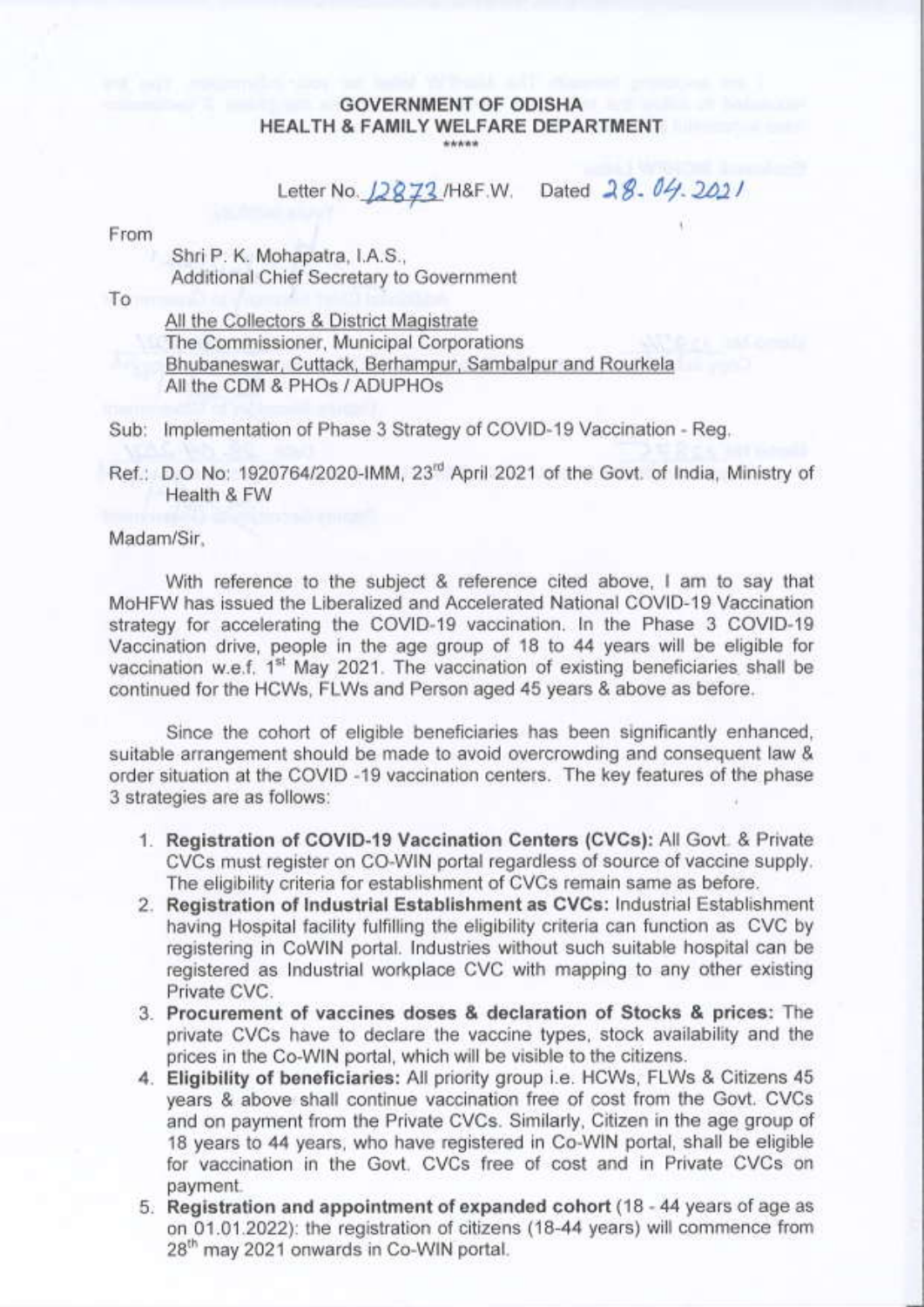**GOVERNMENT OF ODISHA**
**HEALTH & FAMILY WELFARE DEPARTMENT**

\*\*\*\*\*

Letter No. 12873/H&F.W. Dated 28.04.2021

From

Shri P. K. Mohapatra, I.A.S.,
Additional Chief Secretary to Government

To

All the Collectors & District Magistrate
The Commissioner, Municipal Corporations
Bhubaneswar, Cuttack, Berhampur, Sambalpur and Rourkela
All the CDM & PHOs / ADUPHOs

Sub: Implementation of Phase 3 Strategy of COVID-19 Vaccination - Reg.

Ref.: D.O No: 1920764/2020-IMM, 23rd April 2021 of the Govt. of India, Ministry of Health & FW

Madam/Sir,

With reference to the subject & reference cited above, I am to say that MoHFW has issued the Liberalized and Accelerated National COVID-19 Vaccination strategy for accelerating the COVID-19 vaccination. In the Phase 3 COVID-19 Vaccination drive, people in the age group of 18 to 44 years will be eligible for vaccination w.e.f. 1st May 2021. The vaccination of existing beneficiaries shall be continued for the HCWs, FLWs and Person aged 45 years & above as before.

Since the cohort of eligible beneficiaries has been significantly enhanced, suitable arrangement should be made to avoid overcrowding and consequent law & order situation at the COVID -19 vaccination centers. The key features of the phase 3 strategies are as follows:

1. **Registration of COVID-19 Vaccination Centers (CVCs):** All Govt. & Private CVCs must register on CO-WIN portal regardless of source of vaccine supply. The eligibility criteria for establishment of CVCs remain same as before.
2. **Registration of Industrial Establishment as CVCs:** Industrial Establishment having Hospital facility fulfilling the eligibility criteria can function as CVC by registering in CoWIN portal. Industries without such suitable hospital can be registered as Industrial workplace CVC with mapping to any other existing Private CVC.
3. **Procurement of vaccines doses & declaration of Stocks & prices:** The private CVCs have to declare the vaccine types, stock availability and the prices in the Co-WIN portal, which will be visible to the citizens.
4. **Eligibility of beneficiaries:** All priority group i.e. HCWs, FLWs & Citizens 45 years & above shall continue vaccination free of cost from the Govt. CVCs and on payment from the Private CVCs. Similarly, Citizen in the age group of 18 years to 44 years, who have registered in Co-WIN portal, shall be eligible for vaccination in the Govt. CVCs free of cost and in Private CVCs on payment.
5. **Registration and appointment of expanded cohort** (18 - 44 years of age as on 01.01.2022): the registration of citizens (18-44 years) will commence from 28th may 2021 onwards in Co-WIN portal.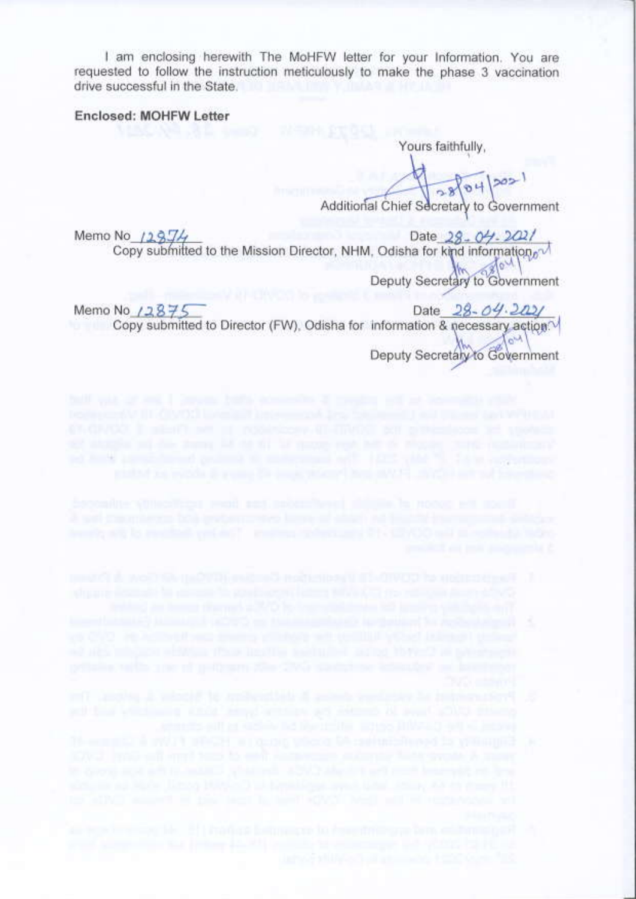I am enclosing herewith The MoHFW letter for your Information. You are requested to follow the instruction meticulously to make the phase 3 vaccination drive successful in the State.

**Enclosed: MOHFW Letter**

Yours faithfully,

28/04/2021

Additional Chief Secretary to Government

Memo No 12874 Date 28-04-2021

Copy submitted to the Mission Director, NHM, Odisha for kind information.

Deputy Secretary to Government

Memo No 12875 Date 28-04-2021

Copy submitted to Director (FW), Odisha for information & necessary action.

Deputy Secretary to Government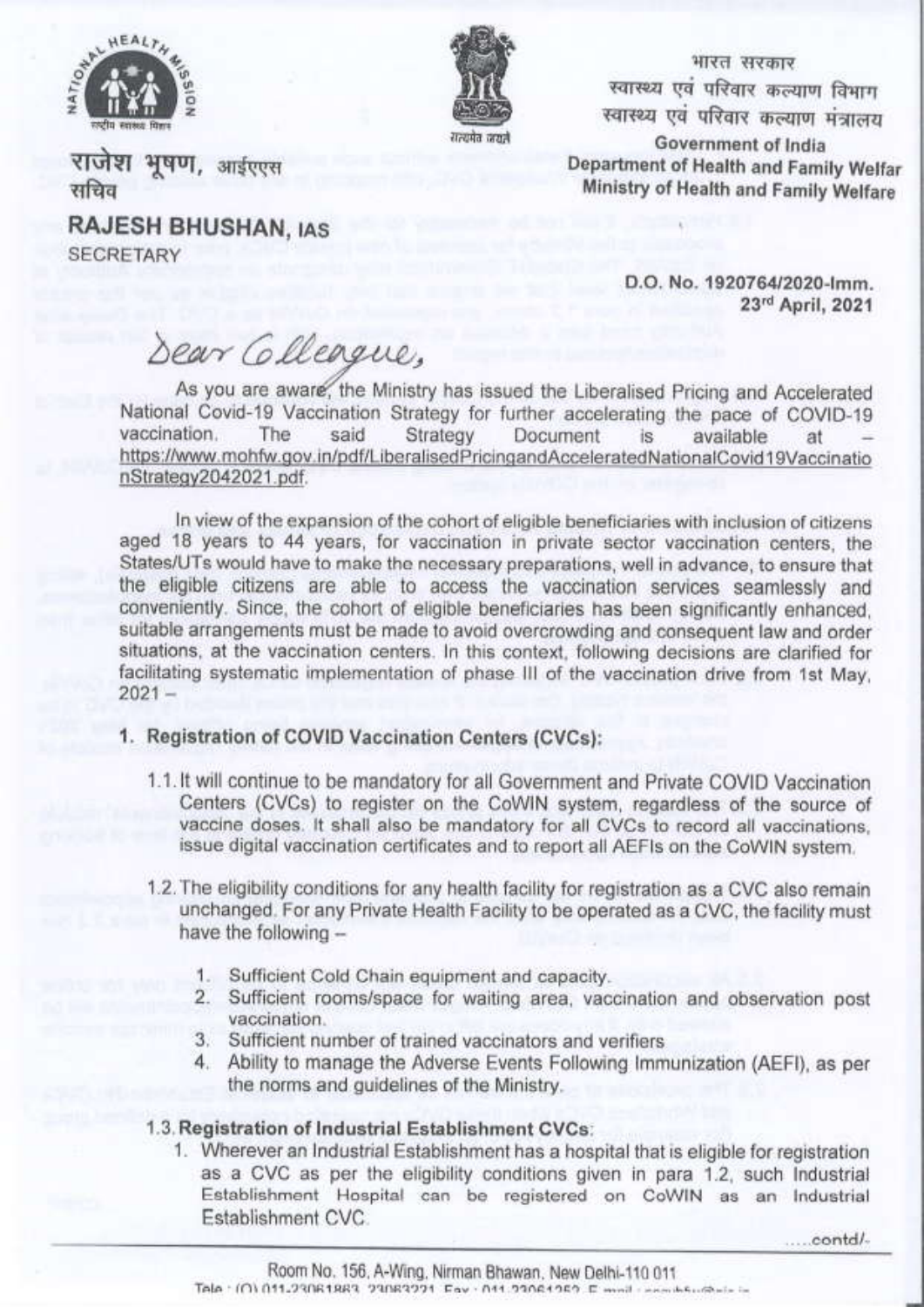भारत सरकार
स्वास्थ्य एवं परिवार कल्याण विभाग
स्वास्थ्य एवं परिवार कल्याण मंत्रालय
Government of India
Department of Health and Family Welfar
Ministry of Health and Family Welfare

राजेश भूषण, आईएएस
सचिव

**RAJESH BHUSHAN, IAS**
SECRETARY

D.O. No. 1920764/2020-Imm.
23rd April, 2021

Dear Colleague,

As you are aware, the Ministry has issued the Liberalised Pricing and Accelerated National Covid-19 Vaccination Strategy for further accelerating the pace of COVID-19 vaccination. The said Strategy Document is available at – https://www.mohfw.gov.in/pdf/LiberalisedPricingandAcceleratedNationalCovid19VaccinationStrategy2042021.pdf.

In view of the expansion of the cohort of eligible beneficiaries with inclusion of citizens aged 18 years to 44 years, for vaccination in private sector vaccination centers, the States/UTs would have to make the necessary preparations, well in advance, to ensure that the eligible citizens are able to access the vaccination services seamlessly and conveniently. Since, the cohort of eligible beneficiaries has been significantly enhanced, suitable arrangements must be made to avoid overcrowding and consequent law and order situations, at the vaccination centers. In this context, following decisions are clarified for facilitating systematic implementation of phase III of the vaccination drive from 1st May, 2021 –

1. **Registration of COVID Vaccination Centers (CVCs):**

   1.1. It will continue to be mandatory for all Government and Private COVID Vaccination Centers (CVCs) to register on the CoWIN system, regardless of the source of vaccine doses. It shall also be mandatory for all CVCs to record all vaccinations, issue digital vaccination certificates and to report all AEFIs on the CoWIN system.

   1.2. The eligibility conditions for any health facility for registration as a CVC also remain unchanged. For any Private Health Facility to be operated as a CVC, the facility must have the following –

      1. Sufficient Cold Chain equipment and capacity.
      2. Sufficient rooms/space for waiting area, vaccination and observation post vaccination.
      3. Sufficient number of trained vaccinators and verifiers
      4. Ability to manage the Adverse Events Following Immunization (AEFI), as per the norms and guidelines of the Ministry.

   1.3. **Registration of Industrial Establishment CVCs**:

      1. Wherever an Industrial Establishment has a hospital that is eligible for registration as a CVC as per the eligibility conditions given in para 1.2, such Industrial Establishment Hospital can be registered on CoWIN as an Industrial Establishment CVC.

.....contd/-

Room No. 156, A-Wing, Nirman Bhawan, New Delhi-110 011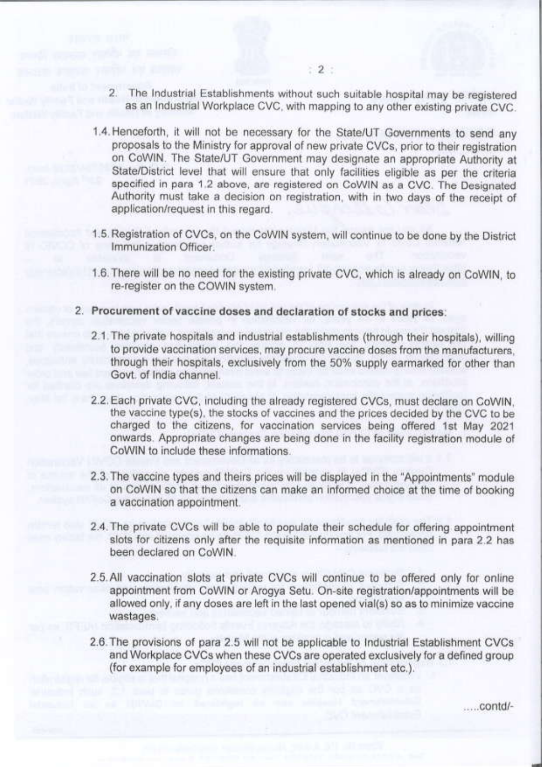2. The Industrial Establishments without such suitable hospital may be registered as an Industrial Workplace CVC, with mapping to any other existing private CVC.

1.4. Henceforth, it will not be necessary for the State/UT Governments to send any proposals to the Ministry for approval of new private CVCs, prior to their registration on CoWIN. The State/UT Government may designate an appropriate Authority at State/District level that will ensure that only facilities eligible as per the criteria specified in para 1.2 above, are registered on CoWIN as a CVC. The Designated Authority must take a decision on registration, with in two days of the receipt of application/request in this regard.

1.5. Registration of CVCs, on the CoWIN system, will continue to be done by the District Immunization Officer.

1.6. There will be no need for the existing private CVC, which is already on CoWIN, to re-register on the COWIN system.

2. **Procurement of vaccine doses and declaration of stocks and prices**:

2.1. The private hospitals and industrial establishments (through their hospitals), willing to provide vaccination services, may procure vaccine doses from the manufacturers, through their hospitals, exclusively from the 50% supply earmarked for other than Govt. of India channel.

2.2. Each private CVC, including the already registered CVCs, must declare on CoWIN, the vaccine type(s), the stocks of vaccines and the prices decided by the CVC to be charged to the citizens, for vaccination services being offered 1st May 2021 onwards. Appropriate changes are being done in the facility registration module of CoWIN to include these informations.

2.3. The vaccine types and theirs prices will be displayed in the "Appointments" module on CoWIN so that the citizens can make an informed choice at the time of booking a vaccination appointment.

2.4. The private CVCs will be able to populate their schedule for offering appointment slots for citizens only after the requisite information as mentioned in para 2.2 has been declared on CoWIN.

2.5. All vaccination slots at private CVCs will continue to be offered only for online appointment from CoWIN or Arogya Setu. On-site registration/appointments will be allowed only, if any doses are left in the last opened vial(s) so as to minimize vaccine wastages.

2.6. The provisions of para 2.5 will not be applicable to Industrial Establishment CVCs and Workplace CVCs when these CVCs are operated exclusively for a defined group (for example for employees of an industrial establishment etc.).

.....contd/-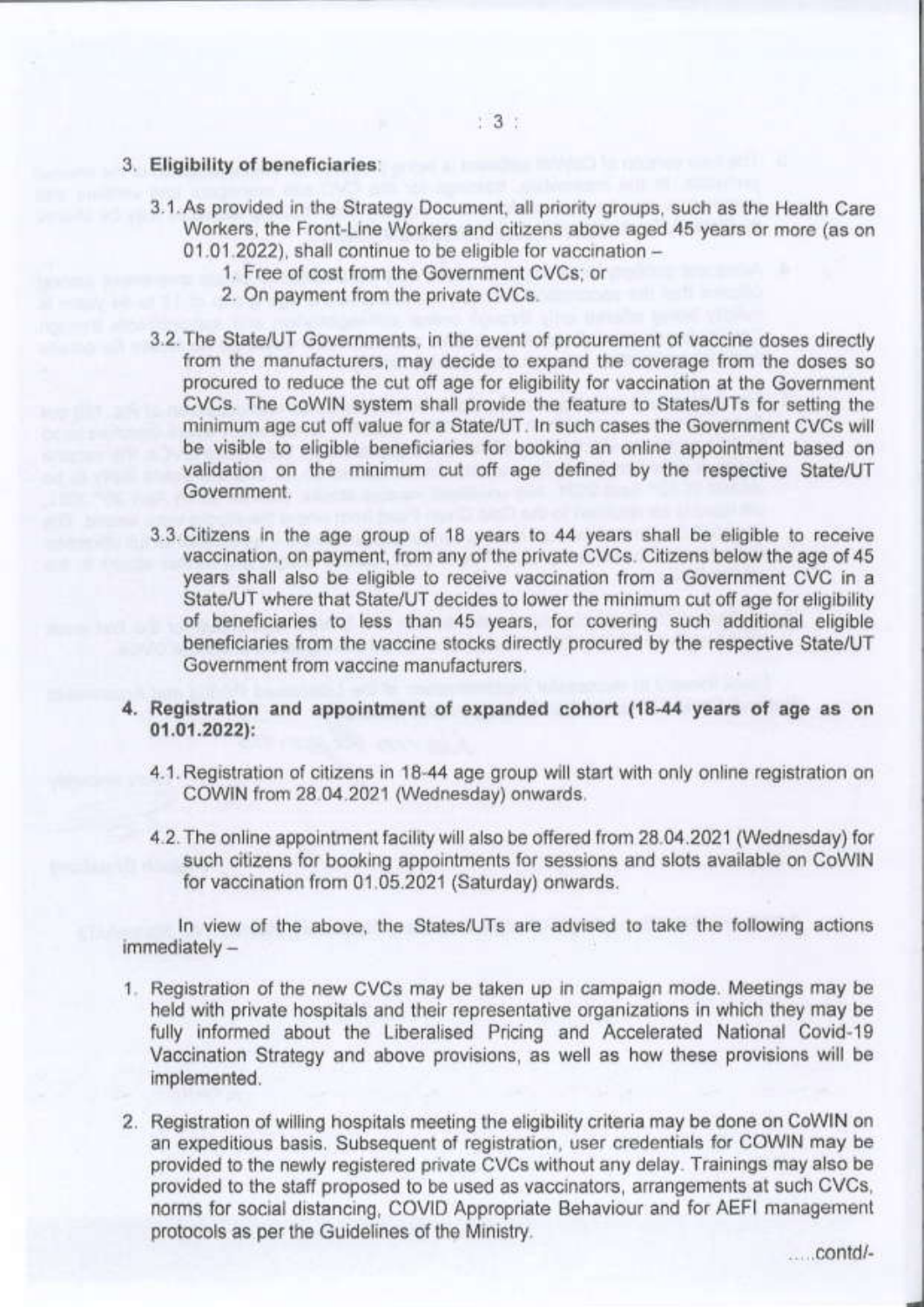3. **Eligibility of beneficiaries**:

3.1. As provided in the Strategy Document, all priority groups, such as the Health Care Workers, the Front-Line Workers and citizens above aged 45 years or more (as on 01.01.2022), shall continue to be eligible for vaccination –

1. Free of cost from the Government CVCs; or
2. On payment from the private CVCs.

3.2. The State/UT Governments, in the event of procurement of vaccine doses directly from the manufacturers, may decide to expand the coverage from the doses so procured to reduce the cut off age for eligibility for vaccination at the Government CVCs. The CoWIN system shall provide the feature to States/UTs for setting the minimum age cut off value for a State/UT. In such cases the Government CVCs will be visible to eligible beneficiaries for booking an online appointment based on validation on the minimum cut off age defined by the respective State/UT Government.

3.3. Citizens in the age group of 18 years to 44 years shall be eligible to receive vaccination, on payment, from any of the private CVCs. Citizens below the age of 45 years shall also be eligible to receive vaccination from a Government CVC in a State/UT where that State/UT decides to lower the minimum cut off age for eligibility of beneficiaries to less than 45 years, for covering such additional eligible beneficiaries from the vaccine stocks directly procured by the respective State/UT Government from vaccine manufacturers.

4. **Registration and appointment of expanded cohort (18-44 years of age as on 01.01.2022):**

4.1. Registration of citizens in 18-44 age group will start with only online registration on COWIN from 28.04.2021 (Wednesday) onwards.

4.2. The online appointment facility will also be offered from 28.04.2021 (Wednesday) for such citizens for booking appointments for sessions and slots available on CoWIN for vaccination from 01.05.2021 (Saturday) onwards.

In view of the above, the States/UTs are advised to take the following actions immediately –

1. Registration of the new CVCs may be taken up in campaign mode. Meetings may be held with private hospitals and their representative organizations in which they may be fully informed about the Liberalised Pricing and Accelerated National Covid-19 Vaccination Strategy and above provisions, as well as how these provisions will be implemented.

2. Registration of willing hospitals meeting the eligibility criteria may be done on CoWIN on an expeditious basis. Subsequent of registration, user credentials for COWIN may be provided to the newly registered private CVCs without any delay. Trainings may also be provided to the staff proposed to be used as vaccinators, arrangements at such CVCs, norms for social distancing, COVID Appropriate Behaviour and for AEFI management protocols as per the Guidelines of the Ministry.

.....contd/-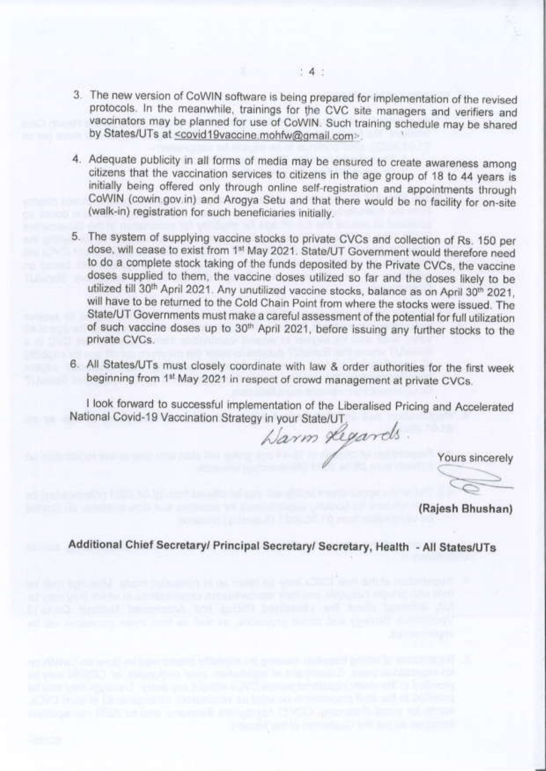3. The new version of CoWIN software is being prepared for implementation of the revised protocols. In the meanwhile, trainings for the CVC site managers and verifiers and vaccinators may be planned for use of CoWIN. Such training schedule may be shared by States/UTs at <covid19vaccine.mohfw@gmail.com>.

4. Adequate publicity in all forms of media may be ensured to create awareness among citizens that the vaccination services to citizens in the age group of 18 to 44 years is initially being offered only through online self-registration and appointments through CoWIN (cowin.gov.in) and Arogya Setu and that there would be no facility for on-site (walk-in) registration for such beneficiaries initially.

5. The system of supplying vaccine stocks to private CVCs and collection of Rs. 150 per dose, will cease to exist from 1st May 2021. State/UT Government would therefore need to do a complete stock taking of the funds deposited by the Private CVCs, the vaccine doses supplied to them, the vaccine doses utilized so far and the doses likely to be utilized till 30th April 2021. Any unutilized vaccine stocks, balance as on April 30th 2021, will have to be returned to the Cold Chain Point from where the stocks were issued. The State/UT Governments must make a careful assessment of the potential for full utilization of such vaccine doses up to 30th April 2021, before issuing any further stocks to the private CVCs.

6. All States/UTs must closely coordinate with law & order authorities for the first week beginning from 1st May 2021 in respect of crowd management at private CVCs.

I look forward to successful implementation of the Liberalised Pricing and Accelerated National Covid-19 Vaccination Strategy in your State/UT.

*Warm Regards.*

Yours sincerely

**(Rajesh Bhushan)**

**Additional Chief Secretary/ Principal Secretary/ Secretary, Health - All States/UTs**